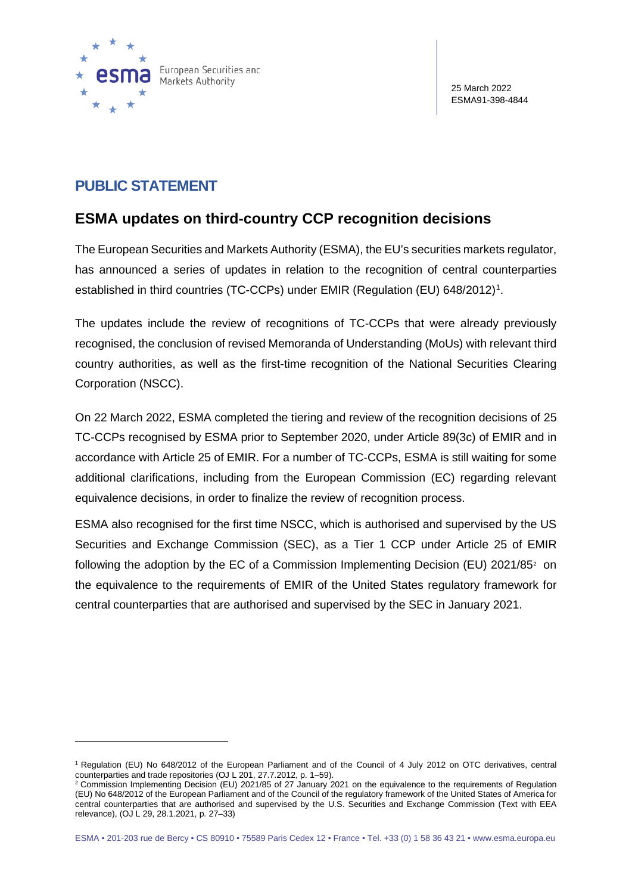25 March 2022
ESMA91-398-4844

## PUBLIC STATEMENT

## ESMA updates on third-country CCP recognition decisions

The European Securities and Markets Authority (ESMA), the EU's securities markets regulator, has announced a series of updates in relation to the recognition of central counterparties established in third countries (TC-CCPs) under EMIR (Regulation (EU) 648/2012)[1].

The updates include the review of recognitions of TC-CCPs that were already previously recognised, the conclusion of revised Memoranda of Understanding (MoUs) with relevant third country authorities, as well as the first-time recognition of the National Securities Clearing Corporation (NSCC).

On 22 March 2022, ESMA completed the tiering and review of the recognition decisions of 25 TC-CCPs recognised by ESMA prior to September 2020, under Article 89(3c) of EMIR and in accordance with Article 25 of EMIR. For a number of TC-CCPs, ESMA is still waiting for some additional clarifications, including from the European Commission (EC) regarding relevant equivalence decisions, in order to finalize the review of recognition process.

ESMA also recognised for the first time NSCC, which is authorised and supervised by the US Securities and Exchange Commission (SEC), as a Tier 1 CCP under Article 25 of EMIR following the adoption by the EC of a Commission Implementing Decision (EU) 2021/85[2] on the equivalence to the requirements of EMIR of the United States regulatory framework for central counterparties that are authorised and supervised by the SEC in January 2021.

---

[1] Regulation (EU) No 648/2012 of the European Parliament and of the Council of 4 July 2012 on OTC derivatives, central counterparties and trade repositories (OJ L 201, 27.7.2012, p. 1–59).

[2] Commission Implementing Decision (EU) 2021/85 of 27 January 2021 on the equivalence to the requirements of Regulation (EU) No 648/2012 of the European Parliament and of the Council of the regulatory framework of the United States of America for central counterparties that are authorised and supervised by the U.S. Securities and Exchange Commission (Text with EEA relevance), (OJ L 29, 28.1.2021, p. 27–33)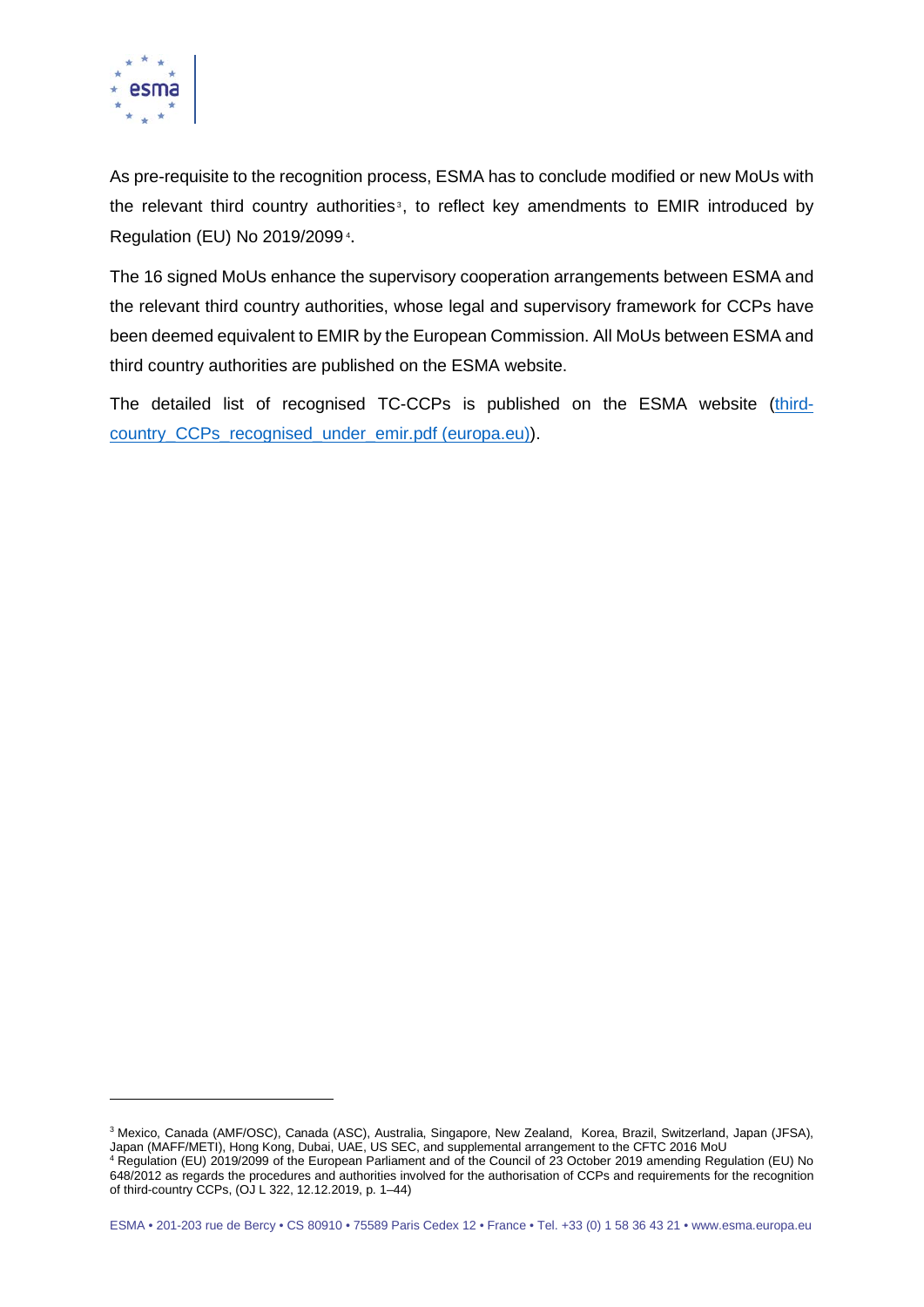As pre-requisite to the recognition process, ESMA has to conclude modified or new MoUs with the relevant third country authorities[3], to reflect key amendments to EMIR introduced by Regulation (EU) No 2019/2099[4].

The 16 signed MoUs enhance the supervisory cooperation arrangements between ESMA and the relevant third country authorities, whose legal and supervisory framework for CCPs have been deemed equivalent to EMIR by the European Commission. All MoUs between ESMA and third country authorities are published on the ESMA website.

The detailed list of recognised TC-CCPs is published on the ESMA website (third-country_CCPs_recognised_under_emir.pdf (europa.eu)).

---

[3] Mexico, Canada (AMF/OSC), Canada (ASC), Australia, Singapore, New Zealand, Korea, Brazil, Switzerland, Japan (JFSA), Japan (MAFF/METI), Hong Kong, Dubai, UAE, US SEC, and supplemental arrangement to the CFTC 2016 MoU

[4] Regulation (EU) 2019/2099 of the European Parliament and of the Council of 23 October 2019 amending Regulation (EU) No 648/2012 as regards the procedures and authorities involved for the authorisation of CCPs and requirements for the recognition of third-country CCPs, (OJ L 322, 12.12.2019, p. 1–44)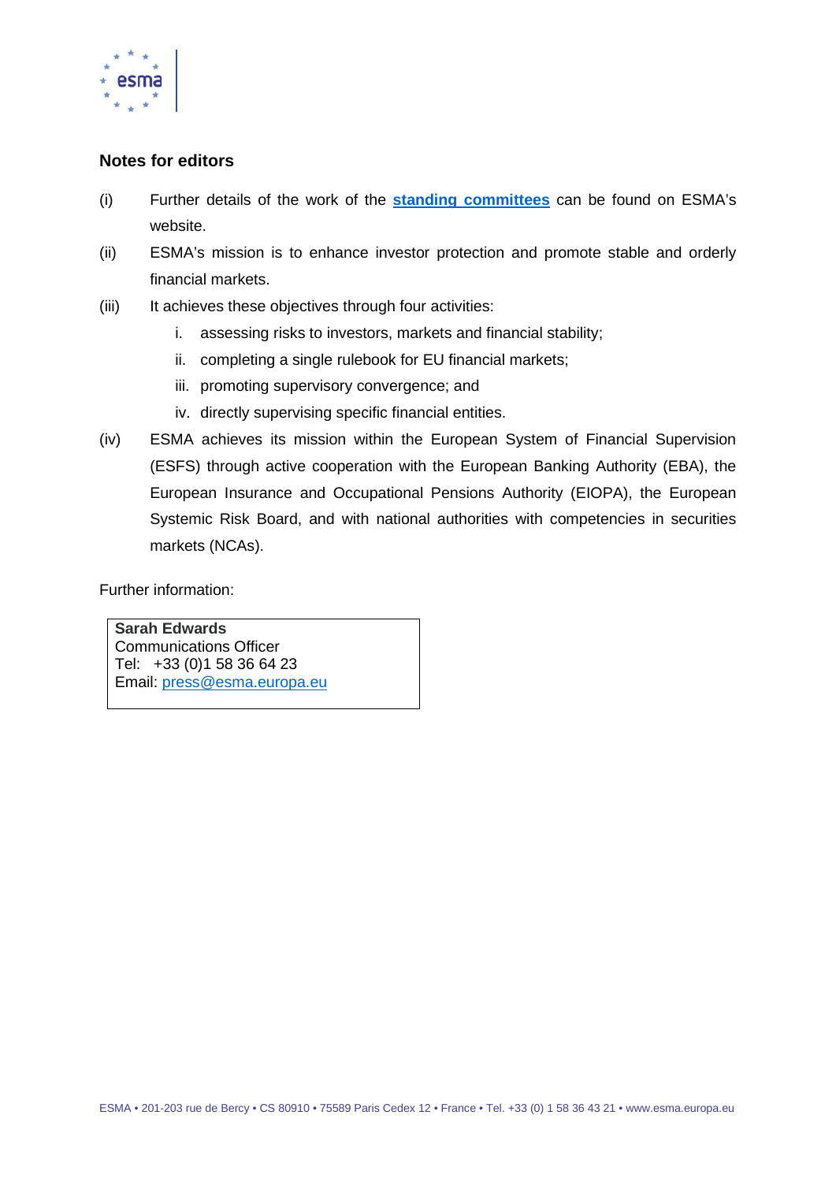## Notes for editors

(i) Further details of the work of the **standing committees** can be found on ESMA's website.

(ii) ESMA's mission is to enhance investor protection and promote stable and orderly financial markets.

(iii) It achieves these objectives through four activities:

   i. assessing risks to investors, markets and financial stability;

   ii. completing a single rulebook for EU financial markets;

   iii. promoting supervisory convergence; and

   iv. directly supervising specific financial entities.

(iv) ESMA achieves its mission within the European System of Financial Supervision (ESFS) through active cooperation with the European Banking Authority (EBA), the European Insurance and Occupational Pensions Authority (EIOPA), the European Systemic Risk Board, and with national authorities with competencies in securities markets (NCAs).

Further information:

**Sarah Edwards**
Communications Officer
Tel: +33 (0)1 58 36 64 23
Email: press@esma.europa.eu